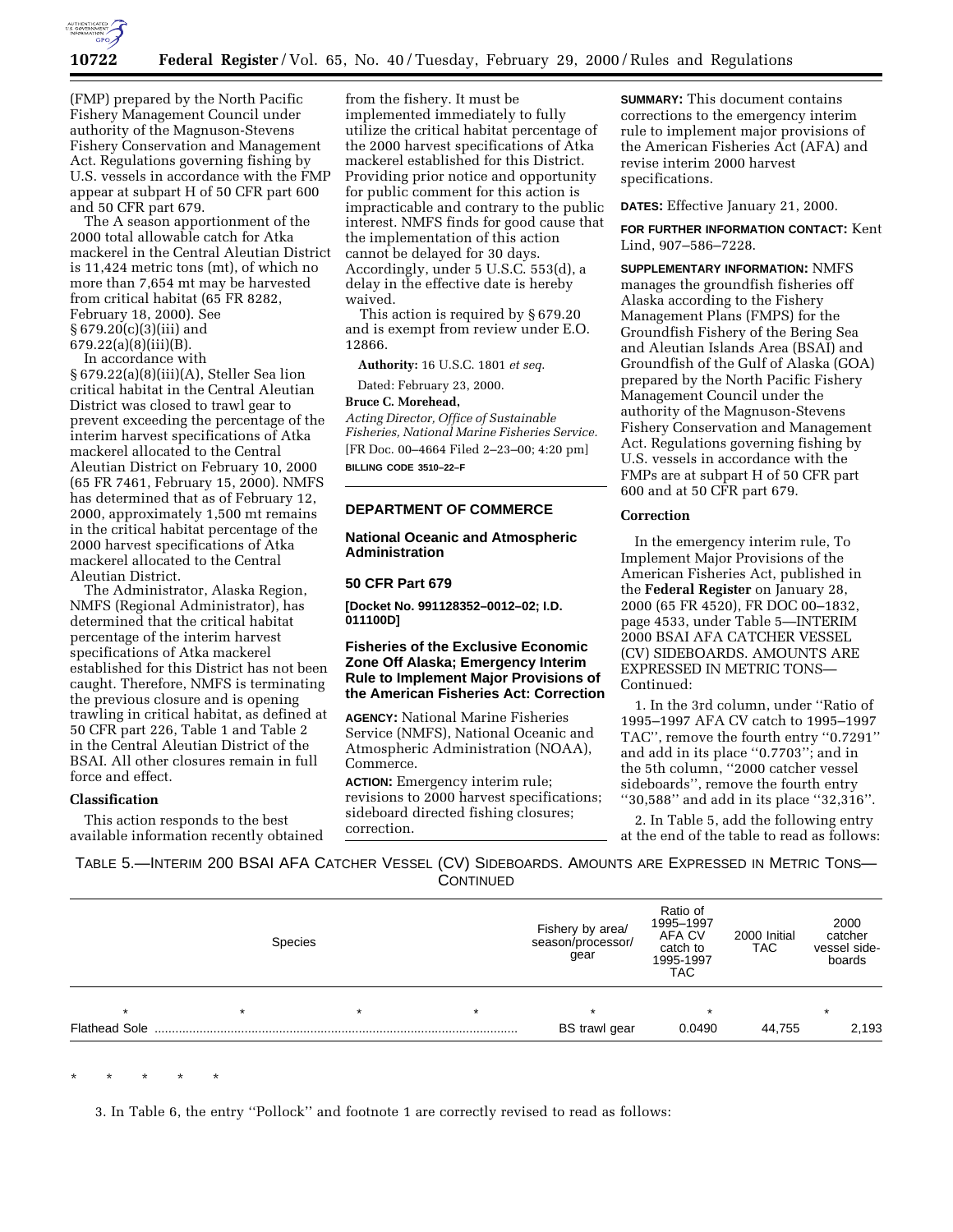(FMP) prepared by the North Pacific Fishery Management Council under authority of the Magnuson-Stevens Fishery Conservation and Management Act. Regulations governing fishing by U.S. vessels in accordance with the FMP appear at subpart H of 50 CFR part 600 and 50 CFR part 679.

The A season apportionment of the 2000 total allowable catch for Atka mackerel in the Central Aleutian District is 11,424 metric tons (mt), of which no more than 7,654 mt may be harvested from critical habitat (65 FR 8282, February 18, 2000). See § 679.20(c)(3)(iii) and 679.22(a)(8)(iii)(B).

In accordance with § 679.22(a)(8)(iii)(A), Steller Sea lion critical habitat in the Central Aleutian District was closed to trawl gear to prevent exceeding the percentage of the interim harvest specifications of Atka mackerel allocated to the Central Aleutian District on February 10, 2000 (65 FR 7461, February 15, 2000). NMFS has determined that as of February 12, 2000, approximately 1,500 mt remains in the critical habitat percentage of the 2000 harvest specifications of Atka mackerel allocated to the Central Aleutian District.

The Administrator, Alaska Region, NMFS (Regional Administrator), has determined that the critical habitat percentage of the interim harvest specifications of Atka mackerel established for this District has not been caught. Therefore, NMFS is terminating the previous closure and is opening trawling in critical habitat, as defined at 50 CFR part 226, Table 1 and Table 2 in the Central Aleutian District of the BSAI. All other closures remain in full force and effect.

## Classification

This action responds to the best available information recently obtained from the fishery. It must be implemented immediately to fully utilize the critical habitat percentage of the 2000 harvest specifications of Atka mackerel established for this District. Providing prior notice and opportunity for public comment for this action is impracticable and contrary to the public interest. NMFS finds for good cause that the implementation of this action cannot be delayed for 30 days. Accordingly, under 5 U.S.C. 553(d), a delay in the effective date is hereby waived.

This action is required by § 679.20 and is exempt from review under E.O. 12866.

**Authority:** 16 U.S.C. 1801 *et seq.*

Dated: February 23, 2000.

**Bruce C. Morehead,**

*Acting Director, Office of Sustainable Fisheries, National Marine Fisheries Service.*

[FR Doc. 00–4664 Filed 2–23–00; 4:20 pm]

**BILLING CODE 3510–22–F**

---

## DEPARTMENT OF COMMERCE

### National Oceanic and Atmospheric Administration

### 50 CFR Part 679

**[Docket No. 991128352–0012–02; I.D. 011100D]**

### Fisheries of the Exclusive Economic Zone Off Alaska; Emergency Interim Rule to Implement Major Provisions of the American Fisheries Act: Correction

**AGENCY:** National Marine Fisheries Service (NMFS), National Oceanic and Atmospheric Administration (NOAA), Commerce.

**ACTION:** Emergency interim rule; revisions to 2000 harvest specifications; sideboard directed fishing closures; correction.

**SUMMARY:** This document contains corrections to the emergency interim rule to implement major provisions of the American Fisheries Act (AFA) and revise interim 2000 harvest specifications.

**DATES:** Effective January 21, 2000.

**FOR FURTHER INFORMATION CONTACT:** Kent Lind, 907–586–7228.

**SUPPLEMENTARY INFORMATION:** NMFS manages the groundfish fisheries off Alaska according to the Fishery Management Plans (FMPS) for the Groundfish Fishery of the Bering Sea and Aleutian Islands Area (BSAI) and Groundfish of the Gulf of Alaska (GOA) prepared by the North Pacific Fishery Management Council under the authority of the Magnuson-Stevens Fishery Conservation and Management Act. Regulations governing fishing by U.S. vessels in accordance with the FMPs are at subpart H of 50 CFR part 600 and at 50 CFR part 679.

## Correction

In the emergency interim rule, To Implement Major Provisions of the American Fisheries Act, published in the **Federal Register** on January 28, 2000 (65 FR 4520), FR DOC 00–1832, page 4533, under Table 5—INTERIM 2000 BSAI AFA CATCHER VESSEL (CV) SIDEBOARDS. AMOUNTS ARE EXPRESSED IN METRIC TONS—Continued:

1. In the 3rd column, under ''Ratio of 1995–1997 AFA CV catch to 1995–1997 TAC'', remove the fourth entry ''0.7291'' and add in its place ''0.7703''; and in the 5th column, ''2000 catcher vessel sideboards'', remove the fourth entry ''30,588'' and add in its place ''32,316''.

2. In Table 5, add the following entry at the end of the table to read as follows:

TABLE 5.—INTERIM 200 BSAI AFA CATCHER VESSEL (CV) SIDEBOARDS. AMOUNTS ARE EXPRESSED IN METRIC TONS—CONTINUED

| Species | Fishery by area/ season/processor/ gear | Ratio of 1995–1997 AFA CV catch to 1995-1997 TAC | 2000 Initial TAC | 2000 catcher vessel side-boards |
|---|---|---|---|---|
| * * * * | * | * | | * |
| Flathead Sole | BS trawl gear | 0.0490 | 44,755 | 2,193 |

\* \* \* \* \*

3. In Table 6, the entry ''Pollock'' and footnote 1 are correctly revised to read as follows: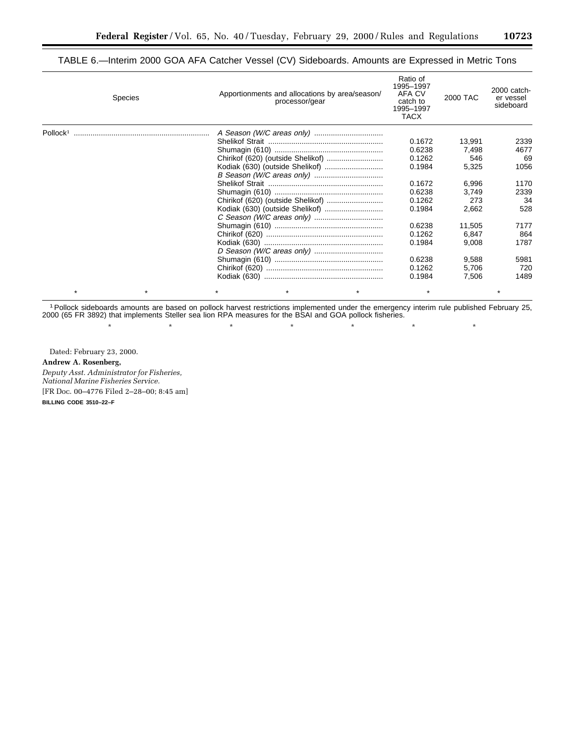TABLE 6.—Interim 2000 GOA AFA Catcher Vessel (CV) Sideboards. Amounts are Expressed in Metric Tons

| Species | Apportionments and allocations by area/season/ processor/gear | Ratio of 1995–1997 AFA CV catch to 1995–1997 TACX | 2000 TAC | 2000 catcher vessel sideboard |
|---|---|---|---|---|
| Pollock[1] | *A Season (W/C areas only)* | | | |
| | Shelikof Strait | 0.1672 | 13,991 | 2339 |
| | Shumagin (610) | 0.6238 | 7,498 | 4677 |
| | Chirikof (620) (outside Shelikof) | 0.1262 | 546 | 69 |
| | Kodiak (630) (outside Shelikof) | 0.1984 | 5,325 | 1056 |
| | *B Season (W/C areas only)* | | | |
| | Shelikof Strait | 0.1672 | 6,996 | 1170 |
| | Shumagin (610) | 0.6238 | 3,749 | 2339 |
| | Chirikof (620) (outside Shelikof) | 0.1262 | 273 | 34 |
| | Kodiak (630) (outside Shelikof) | 0.1984 | 2,662 | 528 |
| | *C Season (W/C areas only)* | | | |
| | Shumagin (610) | 0.6238 | 11,505 | 7177 |
| | Chirikof (620) | 0.1262 | 6,847 | 864 |
| | Kodiak (630) | 0.1984 | 9,008 | 1787 |
| | *D Season (W/C areas only)* | | | |
| | Shumagin (610) | 0.6238 | 9,588 | 5981 |
| | Chirikof (620) | 0.1262 | 5,706 | 720 |
| | Kodiak (630) | 0.1984 | 7,506 | 1489 |
| * * | * * * | * | | * |

[1] Pollock sideboards amounts are based on pollock harvest restrictions implemented under the emergency interim rule published February 25, 2000 (65 FR 3892) that implements Steller sea lion RPA measures for the BSAI and GOA pollock fisheries.

* * * * * * *

Dated: February 23, 2000.

**Andrew A. Rosenberg,**

*Deputy Asst. Administrator for Fisheries, National Marine Fisheries Service.*

[FR Doc. 00–4776 Filed 2–28–00; 8:45 am]

**BILLING CODE 3510–22–F**